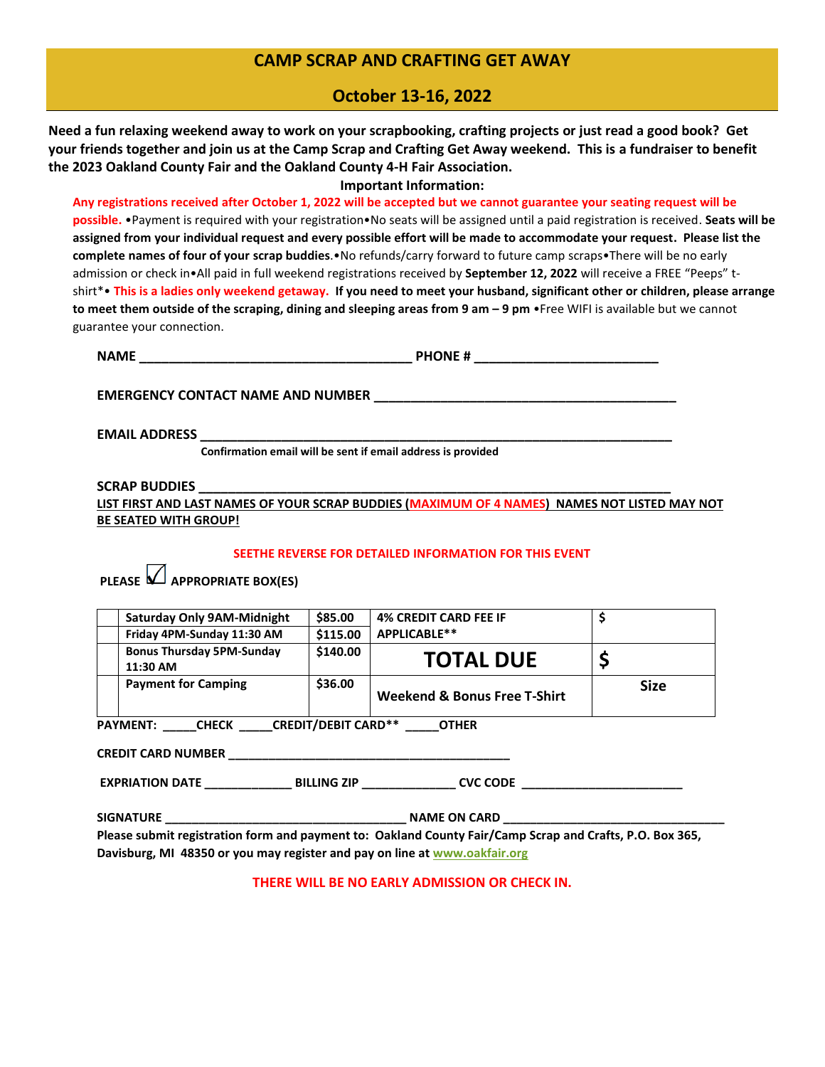# CAMP SCRAP AND CRAFTING GET AWAY

## October 13-16, 2022

**Need a fun relaxing weekend away to work on your scrapbooking, crafting projects or just read a good book? Get your friends together and join us at the Camp Scrap and Crafting Get Away weekend. This is a fundraiser to benefit the 2023 Oakland County Fair and the Oakland County 4-H Fair Association.**

**Important Information:**

**Any registrations received after October 1, 2022 will be accepted but we cannot guarantee your seating request will be possible.** •Payment is required with your registration•No seats will be assigned until a paid registration is received. **Seats will be assigned from your individual request and every possible effort will be made to accommodate your request. Please list the complete names of four of your scrap buddies**.•No refunds/carry forward to future camp scraps•There will be no early admission or check in•All paid in full weekend registrations received by **September 12, 2022** will receive a FREE "Peeps" t-shirt*• **This is a ladies only weekend getaway. If you need to meet your husband, significant other or children, please arrange to meet them outside of the scraping, dining and sleeping areas from 9 am – 9 pm** •Free WIFI is available but we cannot guarantee your connection.

**NAME** ______________________________________ **PHONE #** _________________________

**EMERGENCY CONTACT NAME AND NUMBER** __________________________________________

**EMAIL ADDRESS** __________________________________________________________________

**Confirmation email will be sent if email address is provided**

**SCRAP BUDDIES** _________________________________________________________________

**LIST FIRST AND LAST NAMES OF YOUR SCRAP BUDDIES (MAXIMUM OF 4 NAMES) NAMES NOT LISTED MAY NOT BE SEATED WITH GROUP!**

**SEETHE REVERSE FOR DETAILED INFORMATION FOR THIS EVENT**

**PLEASE ☑ APPROPRIATE BOX(ES)**

| | | | | |
|---|---|---|---|---|
| | Saturday Only 9AM-Midnight | $85.00 | 4% CREDIT CARD FEE IF APPLICABLE** | $ |
| | Friday 4PM-Sunday 11:30 AM | $115.00 | | |
| | Bonus Thursday 5PM-Sunday 11:30 AM | $140.00 | **TOTAL DUE** | **$** |
| | Payment for Camping | $36.00 | Weekend & Bonus Free T-Shirt | Size |

**PAYMENT:** _____**CHECK** _____**CREDIT/DEBIT CARD**** _____**OTHER**

**CREDIT CARD NUMBER** ___________________________________________

**EXPRIATION DATE** _____________ **BILLING ZIP** ______________ **CVC CODE** ________________________

**SIGNATURE** ___________________________________ **NAME ON CARD** _________________________________

**Please submit registration form and payment to: Oakland County Fair/Camp Scrap and Crafts, P.O. Box 365, Davisburg, MI 48350 or you may register and pay on line at www.oakfair.org**

**THERE WILL BE NO EARLY ADMISSION OR CHECK IN.**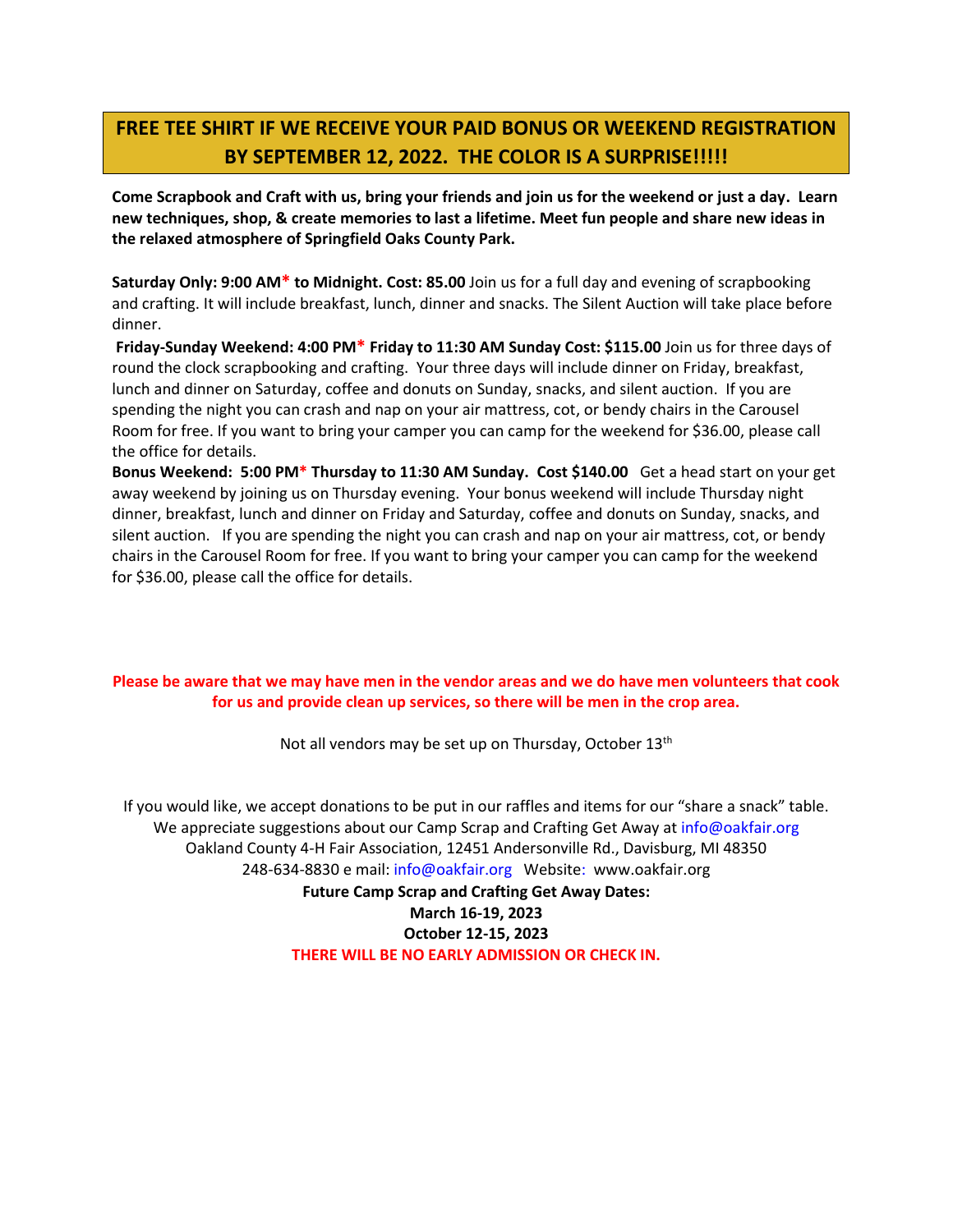**FREE TEE SHIRT IF WE RECEIVE YOUR PAID BONUS OR WEEKEND REGISTRATION BY SEPTEMBER 12, 2022. THE COLOR IS A SURPRISE!!!!!**

**Come Scrapbook and Craft with us, bring your friends and join us for the weekend or just a day. Learn new techniques, shop, & create memories to last a lifetime. Meet fun people and share new ideas in the relaxed atmosphere of Springfield Oaks County Park.**

**Saturday Only: 9:00 AM* to Midnight. Cost: 85.00** Join us for a full day and evening of scrapbooking and crafting. It will include breakfast, lunch, dinner and snacks. The Silent Auction will take place before dinner.

**Friday-Sunday Weekend: 4:00 PM* Friday to 11:30 AM Sunday Cost: $115.00** Join us for three days of round the clock scrapbooking and crafting. Your three days will include dinner on Friday, breakfast, lunch and dinner on Saturday, coffee and donuts on Sunday, snacks, and silent auction. If you are spending the night you can crash and nap on your air mattress, cot, or bendy chairs in the Carousel Room for free. If you want to bring your camper you can camp for the weekend for $36.00, please call the office for details.

**Bonus Weekend: 5:00 PM* Thursday to 11:30 AM Sunday. Cost $140.00** Get a head start on your get away weekend by joining us on Thursday evening. Your bonus weekend will include Thursday night dinner, breakfast, lunch and dinner on Friday and Saturday, coffee and donuts on Sunday, snacks, and silent auction. If you are spending the night you can crash and nap on your air mattress, cot, or bendy chairs in the Carousel Room for free. If you want to bring your camper you can camp for the weekend for $36.00, please call the office for details.

**Please be aware that we may have men in the vendor areas and we do have men volunteers that cook for us and provide clean up services, so there will be men in the crop area.**

Not all vendors may be set up on Thursday, October 13th

If you would like, we accept donations to be put in our raffles and items for our "share a snack" table.
We appreciate suggestions about our Camp Scrap and Crafting Get Away at info@oakfair.org
Oakland County 4-H Fair Association, 12451 Andersonville Rd., Davisburg, MI 48350
248-634-8830 e mail: info@oakfair.org Website: www.oakfair.org

**Future Camp Scrap and Crafting Get Away Dates:**
**March 16-19, 2023**
**October 12-15, 2023**
**THERE WILL BE NO EARLY ADMISSION OR CHECK IN.**